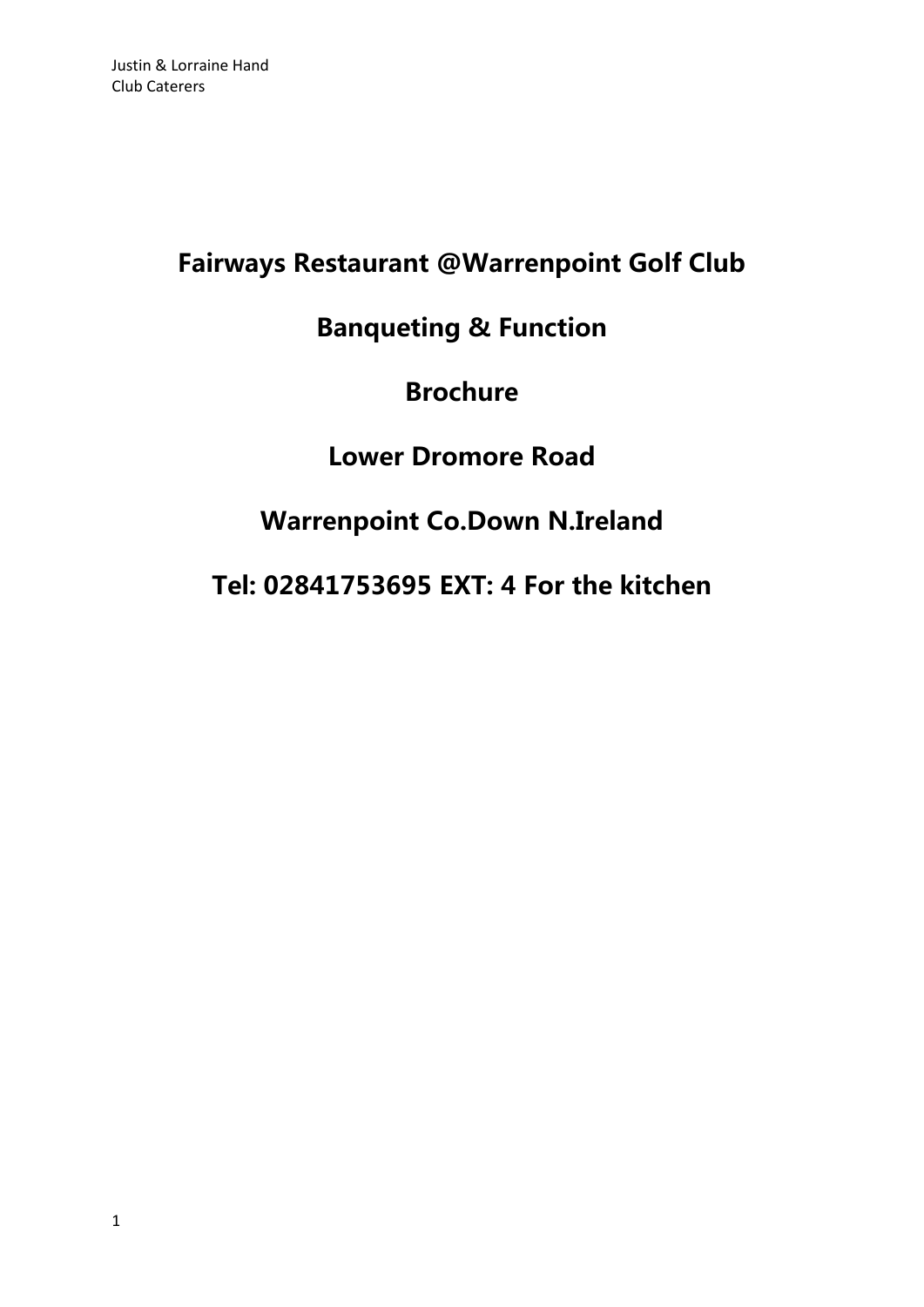# Fairways Restaurant @Warrenpoint Golf Club

# Banqueting & Function

# Brochure

## Lower Dromore Road

## Warrenpoint Co.Down N.Ireland

## Tel: 02841753695 EXT: 4 For the kitchen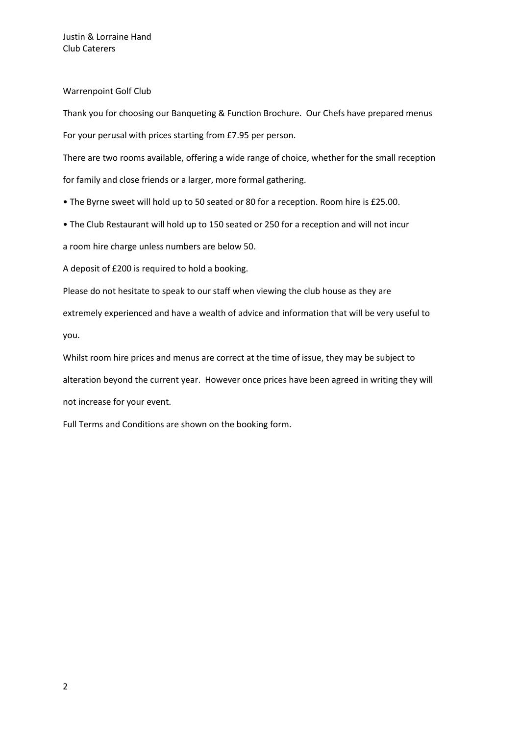Justin & Lorraine Hand
Club Caterers

Warrenpoint Golf Club

Thank you for choosing our Banqueting & Function Brochure. Our Chefs have prepared menus For your perusal with prices starting from £7.95 per person.

There are two rooms available, offering a wide range of choice, whether for the small reception for family and close friends or a larger, more formal gathering.

- The Byrne sweet will hold up to 50 seated or 80 for a reception. Room hire is £25.00.
- The Club Restaurant will hold up to 150 seated or 250 for a reception and will not incur a room hire charge unless numbers are below 50.

A deposit of £200 is required to hold a booking.

Please do not hesitate to speak to our staff when viewing the club house as they are extremely experienced and have a wealth of advice and information that will be very useful to you.

Whilst room hire prices and menus are correct at the time of issue, they may be subject to alteration beyond the current year. However once prices have been agreed in writing they will not increase for your event.

Full Terms and Conditions are shown on the booking form.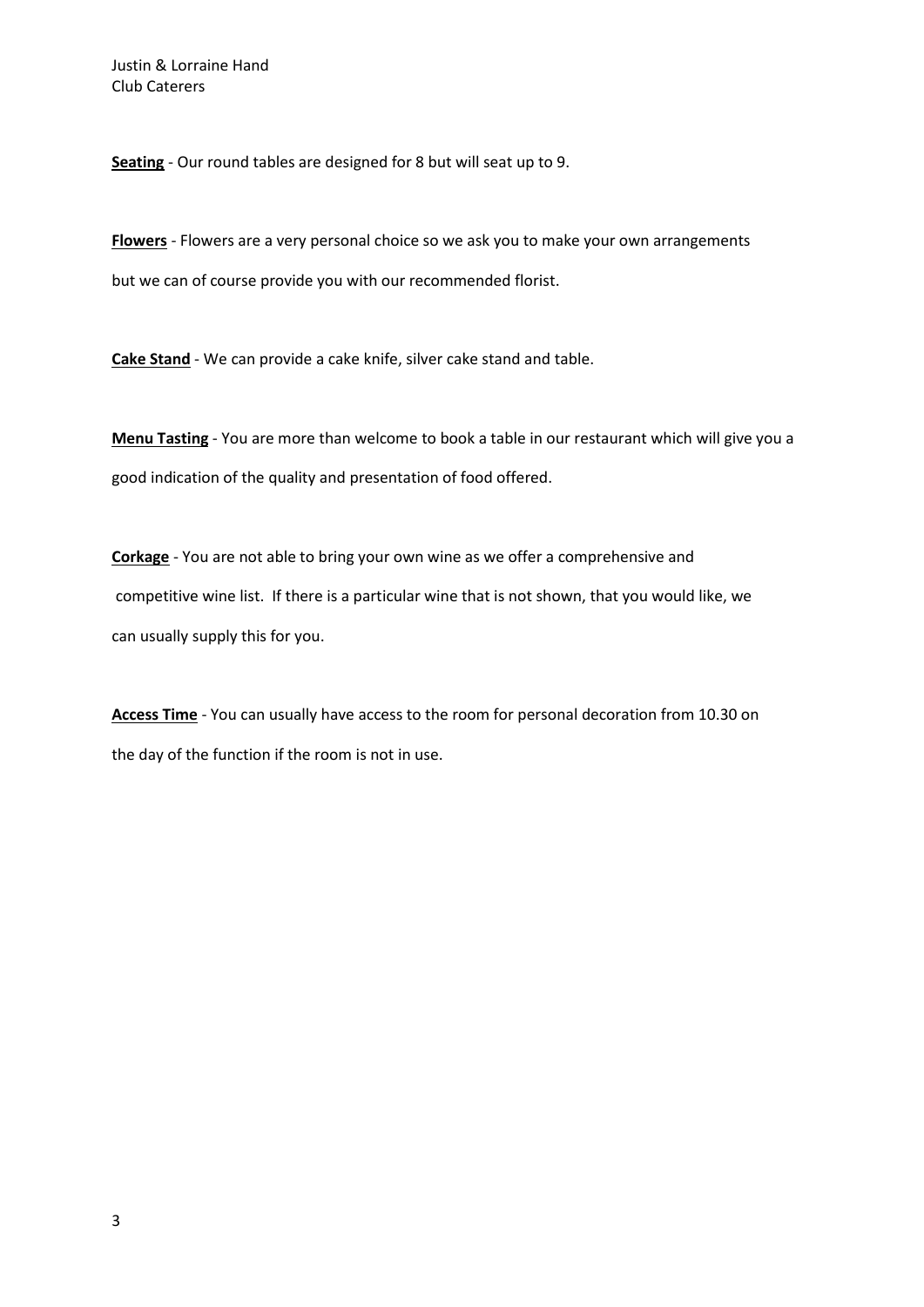**Seating** - Our round tables are designed for 8 but will seat up to 9.

**Flowers** - Flowers are a very personal choice so we ask you to make your own arrangements but we can of course provide you with our recommended florist.

**Cake Stand** - We can provide a cake knife, silver cake stand and table.

**Menu Tasting** - You are more than welcome to book a table in our restaurant which will give you a good indication of the quality and presentation of food offered.

**Corkage** - You are not able to bring your own wine as we offer a comprehensive and competitive wine list. If there is a particular wine that is not shown, that you would like, we can usually supply this for you.

**Access Time** - You can usually have access to the room for personal decoration from 10.30 on the day of the function if the room is not in use.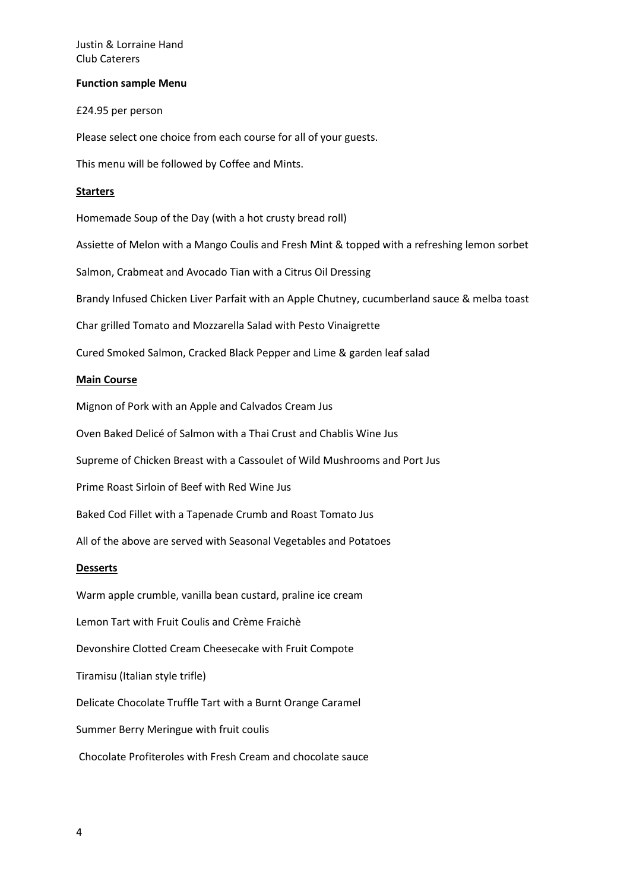Justin & Lorraine Hand
Club Caterers

**Function sample Menu**

£24.95 per person

Please select one choice from each course for all of your guests.

This menu will be followed by Coffee and Mints.

**Starters**

Homemade Soup of the Day (with a hot crusty bread roll)

Assiette of Melon with a Mango Coulis and Fresh Mint & topped with a refreshing lemon sorbet

Salmon, Crabmeat and Avocado Tian with a Citrus Oil Dressing

Brandy Infused Chicken Liver Parfait with an Apple Chutney, cucumberland sauce & melba toast

Char grilled Tomato and Mozzarella Salad with Pesto Vinaigrette

Cured Smoked Salmon, Cracked Black Pepper and Lime & garden leaf salad

**Main Course**

Mignon of Pork with an Apple and Calvados Cream Jus

Oven Baked Delicé of Salmon with a Thai Crust and Chablis Wine Jus

Supreme of Chicken Breast with a Cassoulet of Wild Mushrooms and Port Jus

Prime Roast Sirloin of Beef with Red Wine Jus

Baked Cod Fillet with a Tapenade Crumb and Roast Tomato Jus

All of the above are served with Seasonal Vegetables and Potatoes

**Desserts**

Warm apple crumble, vanilla bean custard, praline ice cream

Lemon Tart with Fruit Coulis and Crème Fraichè

Devonshire Clotted Cream Cheesecake with Fruit Compote

Tiramisu (Italian style trifle)

Delicate Chocolate Truffle Tart with a Burnt Orange Caramel

Summer Berry Meringue with fruit coulis

Chocolate Profiteroles with Fresh Cream and chocolate sauce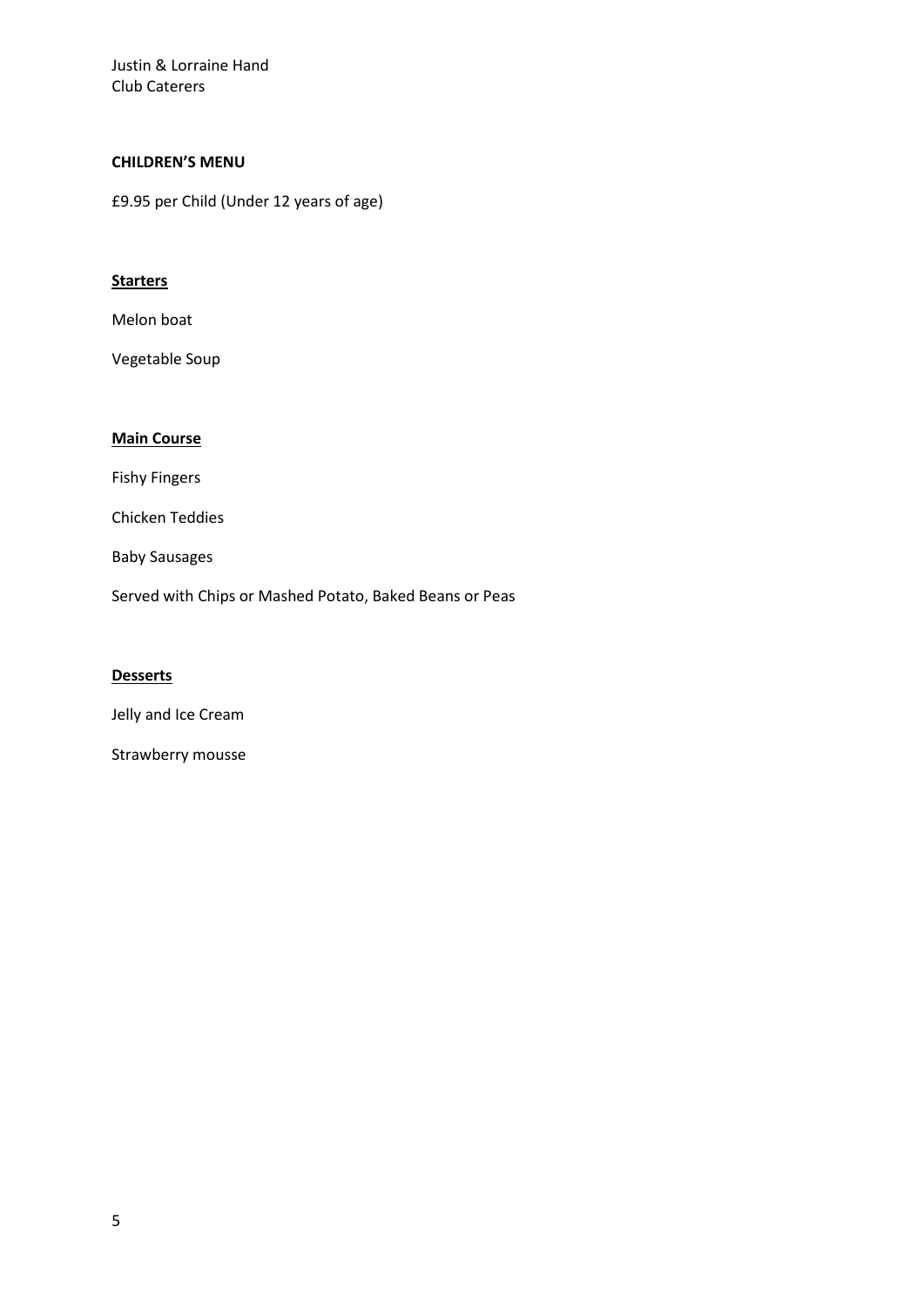Justin & Lorraine Hand
Club Caterers

**CHILDREN'S MENU**

£9.95 per Child (Under 12 years of age)

**Starters**

Melon boat

Vegetable Soup

**Main Course**

Fishy Fingers

Chicken Teddies

Baby Sausages

Served with Chips or Mashed Potato, Baked Beans or Peas

**Desserts**

Jelly and Ice Cream

Strawberry mousse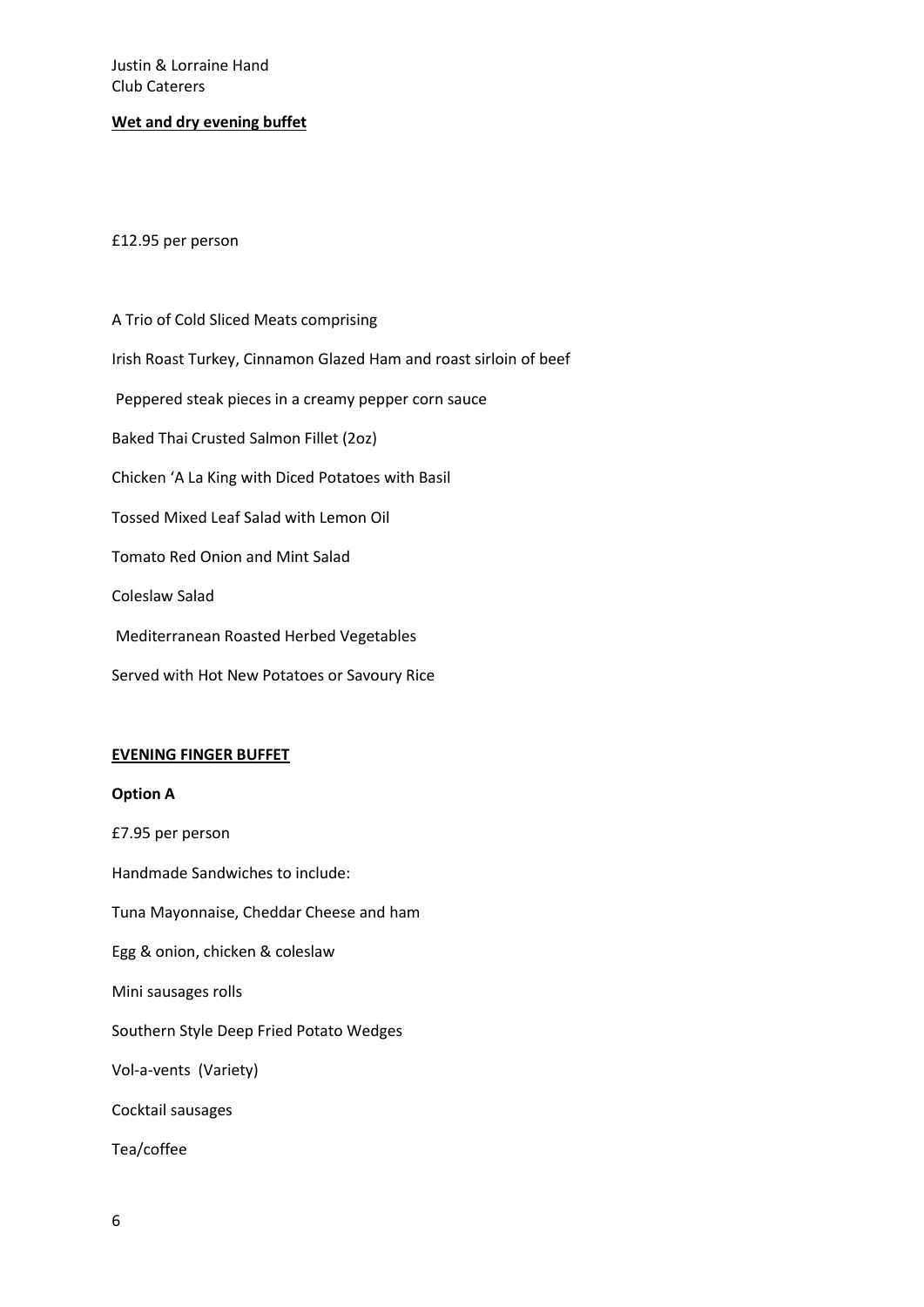Justin & Lorraine Hand
Club Caterers

**Wet and dry evening buffet**

£12.95 per person

A Trio of Cold Sliced Meats comprising

Irish Roast Turkey, Cinnamon Glazed Ham and roast sirloin of beef

Peppered steak pieces in a creamy pepper corn sauce

Baked Thai Crusted Salmon Fillet (2oz)

Chicken 'A La King with Diced Potatoes with Basil

Tossed Mixed Leaf Salad with Lemon Oil

Tomato Red Onion and Mint Salad

Coleslaw Salad

Mediterranean Roasted Herbed Vegetables

Served with Hot New Potatoes or Savoury Rice

**EVENING FINGER BUFFET**

**Option A**

£7.95 per person

Handmade Sandwiches to include:

Tuna Mayonnaise, Cheddar Cheese and ham

Egg & onion, chicken & coleslaw

Mini sausages rolls

Southern Style Deep Fried Potato Wedges

Vol-a-vents (Variety)

Cocktail sausages

Tea/coffee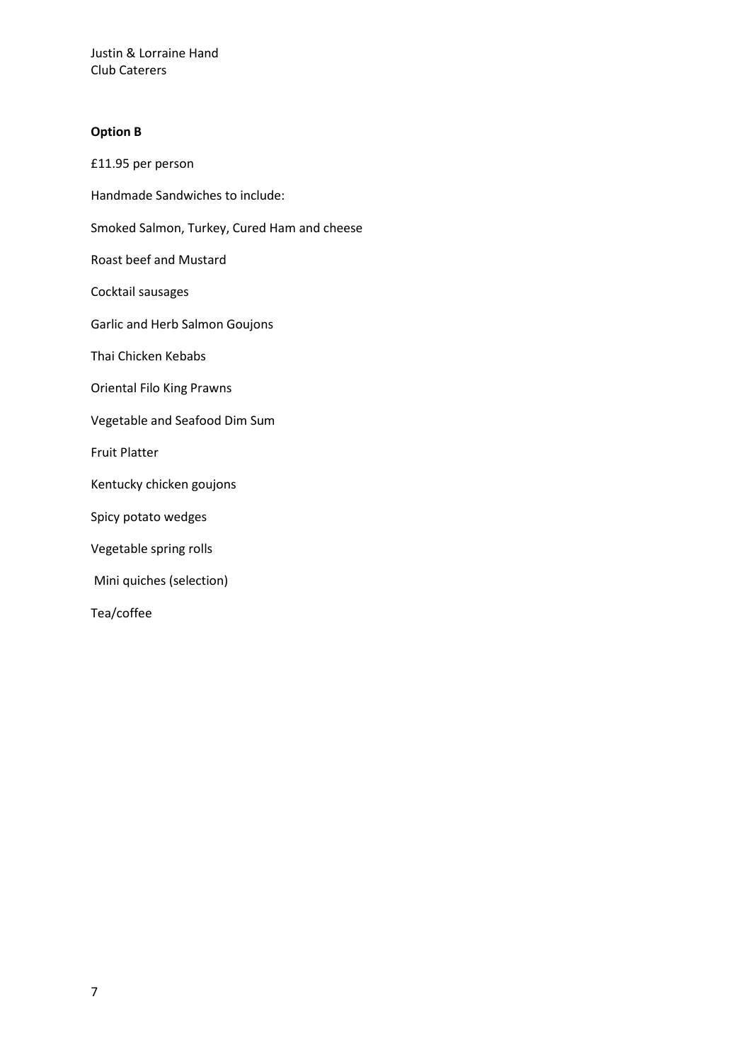Justin & Lorraine Hand
Club Caterers

**Option B**

£11.95 per person

Handmade Sandwiches to include:

Smoked Salmon, Turkey, Cured Ham and cheese

Roast beef and Mustard

Cocktail sausages

Garlic and Herb Salmon Goujons

Thai Chicken Kebabs

Oriental Filo King Prawns

Vegetable and Seafood Dim Sum

Fruit Platter

Kentucky chicken goujons

Spicy potato wedges

Vegetable spring rolls

Mini quiches (selection)

Tea/coffee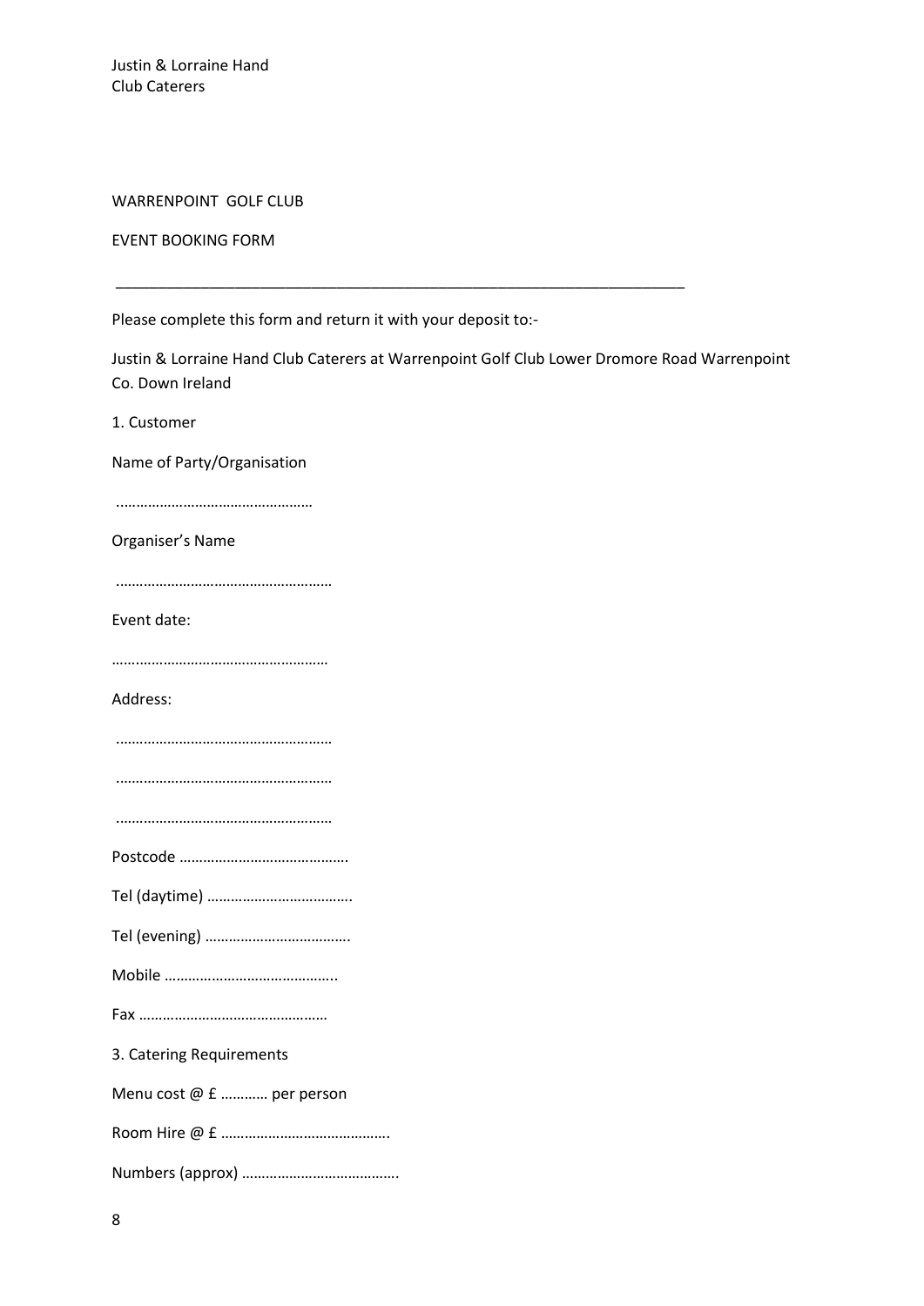Justin & Lorraine Hand
Club Caterers

WARRENPOINT GOLF CLUB

EVENT BOOKING FORM

---

Please complete this form and return it with your deposit to:-

Justin & Lorraine Hand Club Caterers at Warrenpoint Golf Club Lower Dromore Road Warrenpoint Co. Down Ireland

1. Customer

Name of Party/Organisation

…………………………………………

Organiser's Name

………………………………………………

Event date:

………………………………………………

Address:

………………………………………………

………………………………………………

………………………………………………

Postcode …………………………………….

Tel (daytime) ……………………………….

Tel (evening) ……………………………….

Mobile ……………………………………..

Fax …………………………………………

3. Catering Requirements

Menu cost @ £ ………… per person

Room Hire @ £ …………………………………….

Numbers (approx) ………………………………….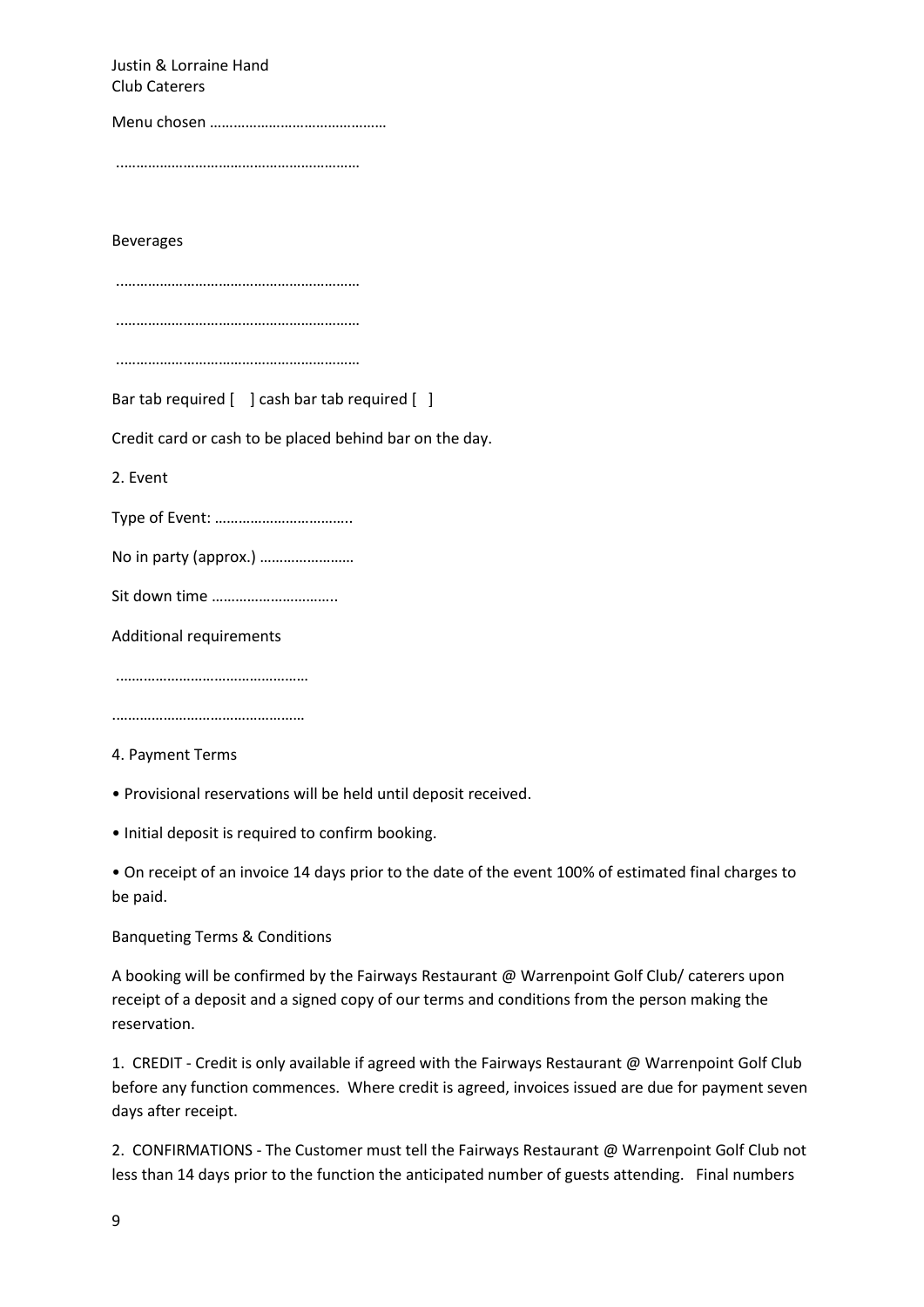Justin & Lorraine Hand
Club Caterers

Menu chosen ………………………………………

………………………………………………………

Beverages

………………………………………………………

………………………………………………………

………………………………………………………

Bar tab required [ ] cash bar tab required [ ]

Credit card or cash to be placed behind bar on the day.

2. Event

Type of Event: ……………………………..

No in party (approx.) ……………………

Sit down time …………………………..

Additional requirements

…………………………………………

…………………………………………

4. Payment Terms

- Provisional reservations will be held until deposit received.
- Initial deposit is required to confirm booking.
- On receipt of an invoice 14 days prior to the date of the event 100% of estimated final charges to be paid.

Banqueting Terms & Conditions

A booking will be confirmed by the Fairways Restaurant @ Warrenpoint Golf Club/ caterers upon receipt of a deposit and a signed copy of our terms and conditions from the person making the reservation.

1. CREDIT - Credit is only available if agreed with the Fairways Restaurant @ Warrenpoint Golf Club before any function commences. Where credit is agreed, invoices issued are due for payment seven days after receipt.

2. CONFIRMATIONS - The Customer must tell the Fairways Restaurant @ Warrenpoint Golf Club not less than 14 days prior to the function the anticipated number of guests attending. Final numbers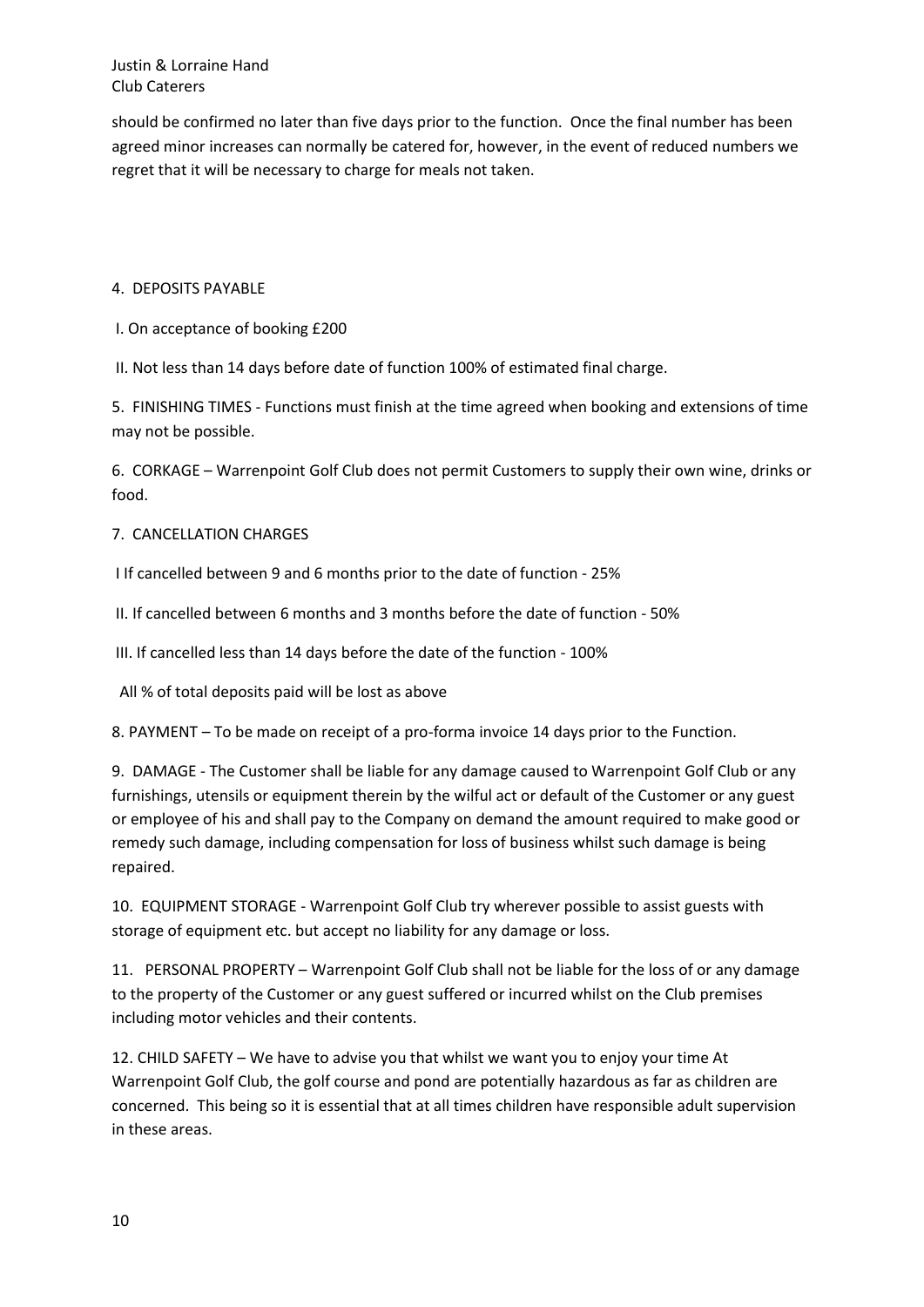should be confirmed no later than five days prior to the function. Once the final number has been agreed minor increases can normally be catered for, however, in the event of reduced numbers we regret that it will be necessary to charge for meals not taken.

4. DEPOSITS PAYABLE

I. On acceptance of booking £200

II. Not less than 14 days before date of function 100% of estimated final charge.

5. FINISHING TIMES - Functions must finish at the time agreed when booking and extensions of time may not be possible.

6. CORKAGE – Warrenpoint Golf Club does not permit Customers to supply their own wine, drinks or food.

7. CANCELLATION CHARGES

I If cancelled between 9 and 6 months prior to the date of function - 25%

II. If cancelled between 6 months and 3 months before the date of function - 50%

III. If cancelled less than 14 days before the date of the function - 100%

All % of total deposits paid will be lost as above

8. PAYMENT – To be made on receipt of a pro-forma invoice 14 days prior to the Function.

9. DAMAGE - The Customer shall be liable for any damage caused to Warrenpoint Golf Club or any furnishings, utensils or equipment therein by the wilful act or default of the Customer or any guest or employee of his and shall pay to the Company on demand the amount required to make good or remedy such damage, including compensation for loss of business whilst such damage is being repaired.

10. EQUIPMENT STORAGE - Warrenpoint Golf Club try wherever possible to assist guests with storage of equipment etc. but accept no liability for any damage or loss.

11. PERSONAL PROPERTY – Warrenpoint Golf Club shall not be liable for the loss of or any damage to the property of the Customer or any guest suffered or incurred whilst on the Club premises including motor vehicles and their contents.

12. CHILD SAFETY – We have to advise you that whilst we want you to enjoy your time At Warrenpoint Golf Club, the golf course and pond are potentially hazardous as far as children are concerned. This being so it is essential that at all times children have responsible adult supervision in these areas.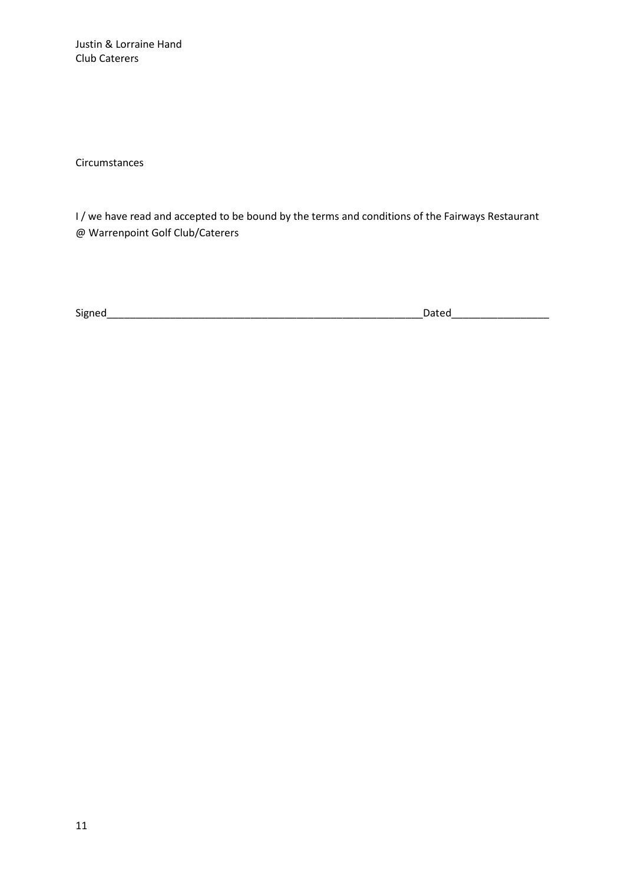Justin & Lorraine Hand
Club Caterers

Circumstances

I / we have read and accepted to be bound by the terms and conditions of the Fairways Restaurant @ Warrenpoint Golf Club/Caterers

Signed_______________________________________________________Dated_________________